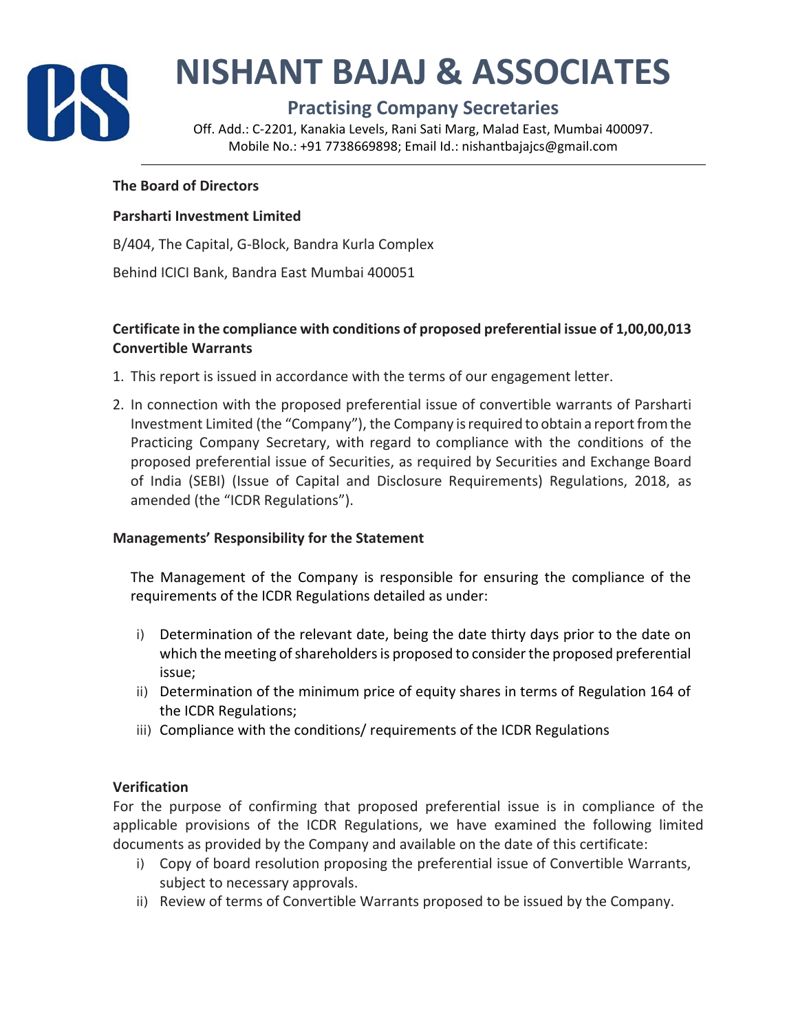# NISHANT BAJAJ & ASSOCIATES

## Practising Company Secretaries

Off. Add.: C-2201, Kanakia Levels, Rani Sati Marg, Malad East, Mumbai 400097.
Mobile No.: +91 7738669898; Email Id.: nishantbajajcs@gmail.com

---

**The Board of Directors**

**Parsharti Investment Limited**

B/404, The Capital, G-Block, Bandra Kurla Complex

Behind ICICI Bank, Bandra East Mumbai 400051

**Certificate in the compliance with conditions of proposed preferential issue of 1,00,00,013 Convertible Warrants**

1. This report is issued in accordance with the terms of our engagement letter.
2. In connection with the proposed preferential issue of convertible warrants of Parsharti Investment Limited (the "Company"), the Company is required to obtain a report from the Practicing Company Secretary, with regard to compliance with the conditions of the proposed preferential issue of Securities, as required by Securities and Exchange Board of India (SEBI) (Issue of Capital and Disclosure Requirements) Regulations, 2018, as amended (the "ICDR Regulations").

**Managements' Responsibility for the Statement**

The Management of the Company is responsible for ensuring the compliance of the requirements of the ICDR Regulations detailed as under:

i) Determination of the relevant date, being the date thirty days prior to the date on which the meeting of shareholders is proposed to consider the proposed preferential issue;
ii) Determination of the minimum price of equity shares in terms of Regulation 164 of the ICDR Regulations;
iii) Compliance with the conditions/ requirements of the ICDR Regulations

**Verification**

For the purpose of confirming that proposed preferential issue is in compliance of the applicable provisions of the ICDR Regulations, we have examined the following limited documents as provided by the Company and available on the date of this certificate:

i) Copy of board resolution proposing the preferential issue of Convertible Warrants, subject to necessary approvals.
ii) Review of terms of Convertible Warrants proposed to be issued by the Company.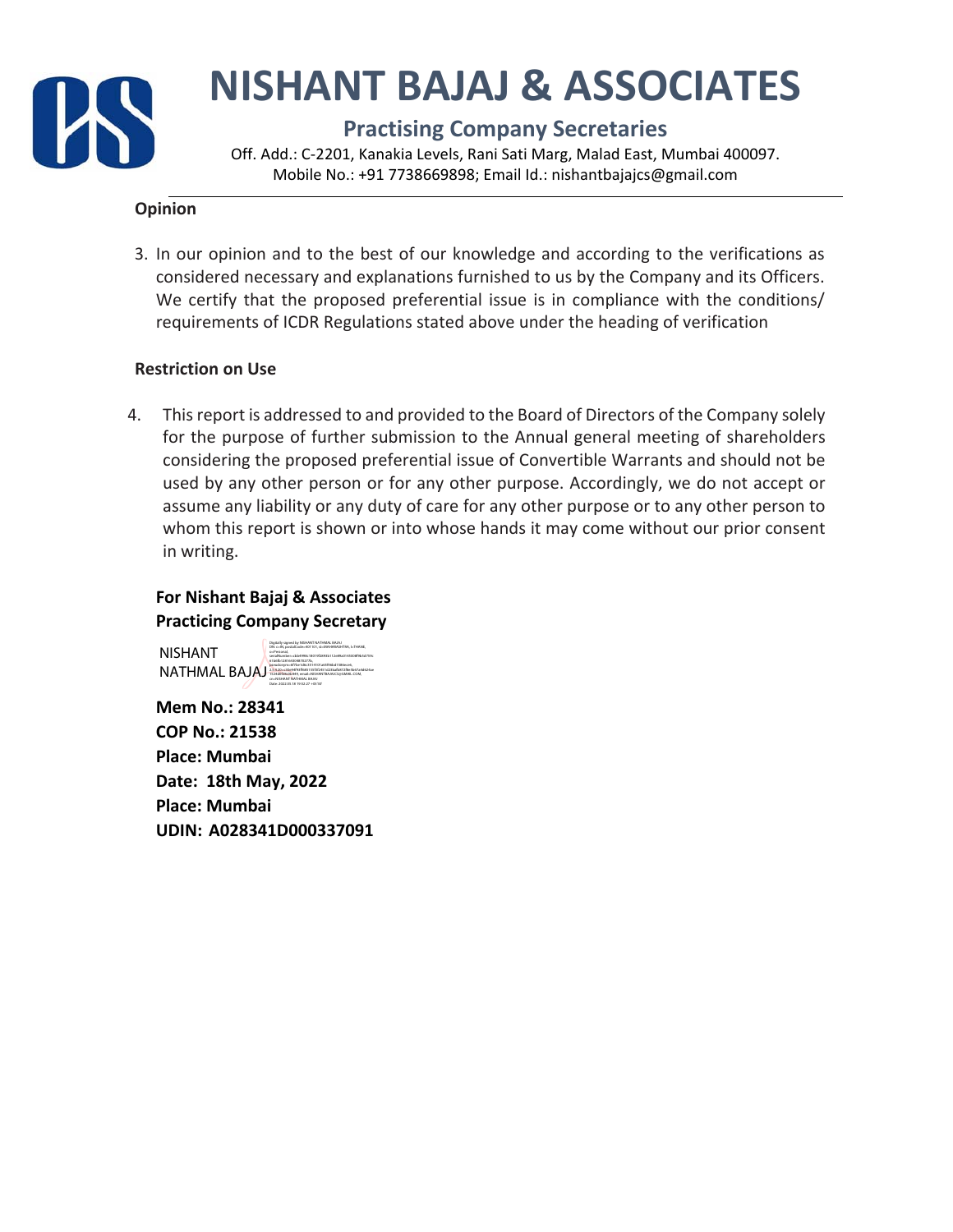# NISHANT BAJAJ & ASSOCIATES

## Practising Company Secretaries

Off. Add.: C-2201, Kanakia Levels, Rani Sati Marg, Malad East, Mumbai 400097.
Mobile No.: +91 7738669898; Email Id.: nishantbajajcs@gmail.com

**Opinion**

3. In our opinion and to the best of our knowledge and according to the verifications as considered necessary and explanations furnished to us by the Company and its Officers. We certify that the proposed preferential issue is in compliance with the conditions/ requirements of ICDR Regulations stated above under the heading of verification

**Restriction on Use**

4. This report is addressed to and provided to the Board of Directors of the Company solely for the purpose of further submission to the Annual general meeting of shareholders considering the proposed preferential issue of Convertible Warrants and should not be used by any other person or for any other purpose. Accordingly, we do not accept or assume any liability or any duty of care for any other purpose or to any other person to whom this report is shown or into whose hands it may come without our prior consent in writing.

**For Nishant Bajaj & Associates**
**Practicing Company Secretary**

NISHANT NATHMAL BAJAJ

**Mem No.: 28341**
**COP No.: 21538**
**Place: Mumbai**
**Date: 18th May, 2022**
**Place: Mumbai**
**UDIN: A028341D000337091**